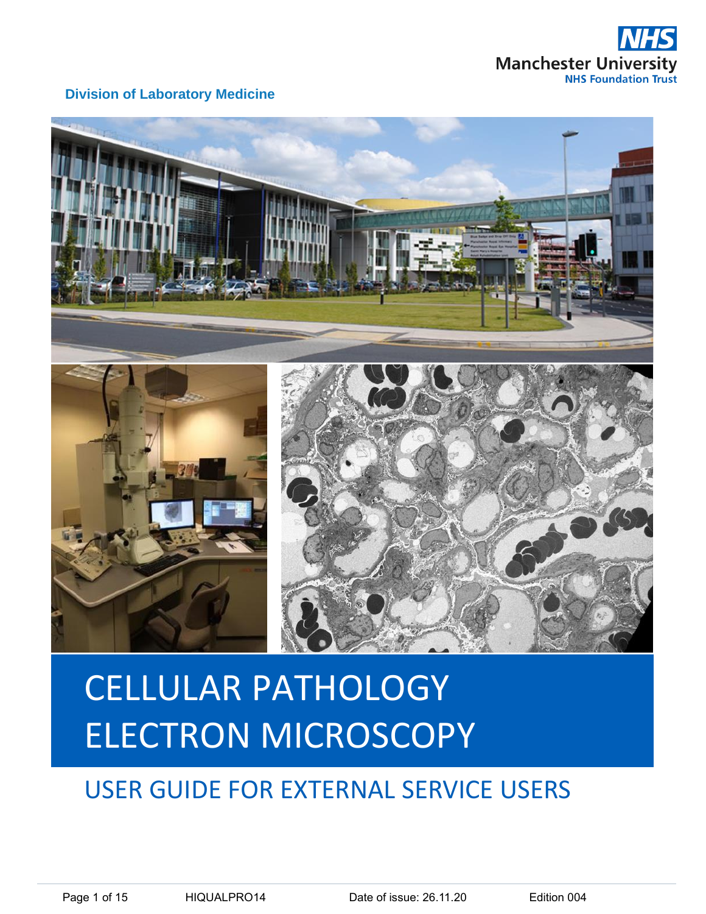NHS

Manchester University
NHS Foundation Trust

**Division of Laboratory Medicine**

# CELLULAR PATHOLOGY ELECTRON MICROSCOPY

## USER GUIDE FOR EXTERNAL SERVICE USERS

HIQUALPRO14 | Date of issue: 26.11.20 | Edition 004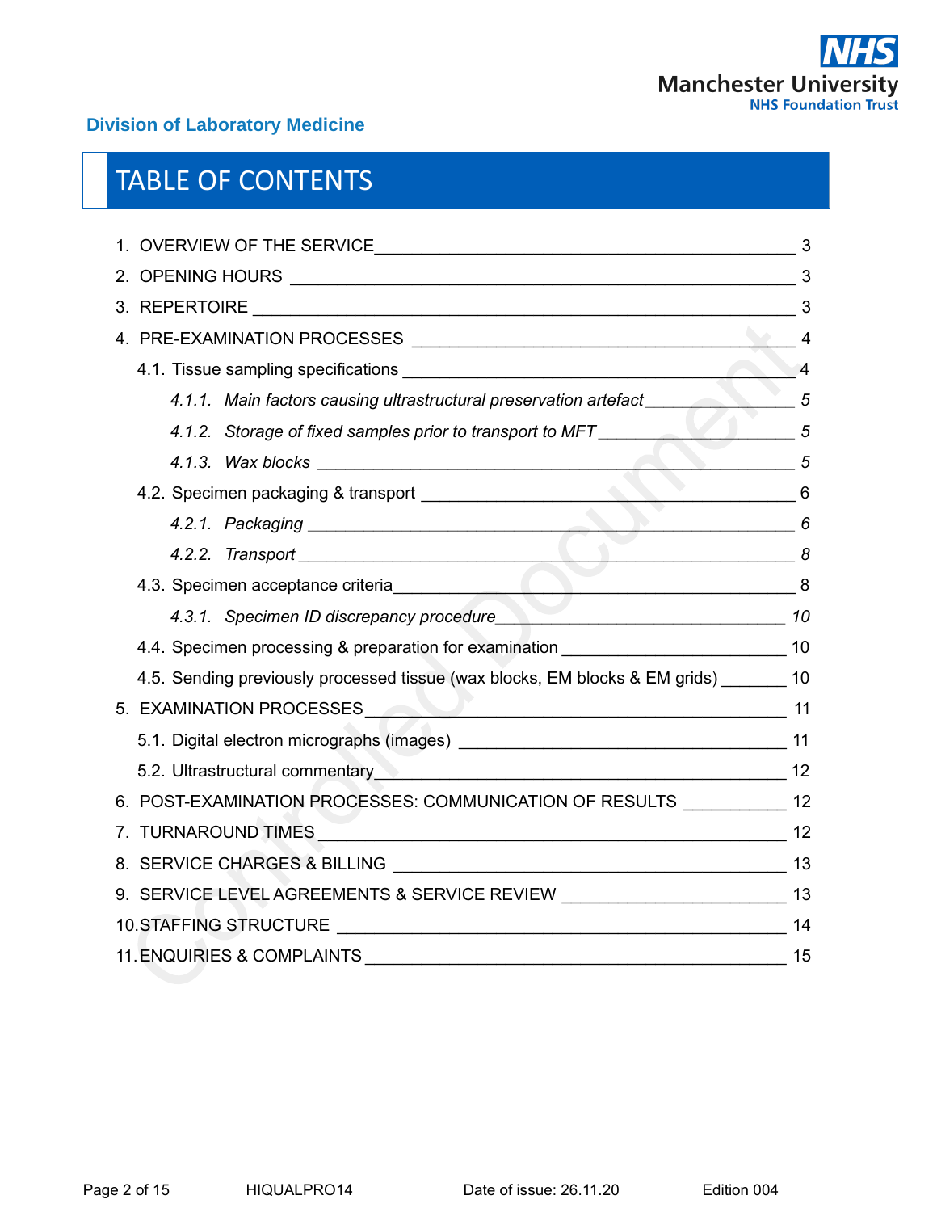# TABLE OF CONTENTS

1. OVERVIEW OF THE SERVICE ____ 3
2. OPENING HOURS ____ 3
3. REPERTOIRE ____ 3
4. PRE-EXAMINATION PROCESSES ____ 4
   - 4.1. Tissue sampling specifications ____ 4
     - *4.1.1. Main factors causing ultrastructural preservation artefact ____ 5*
     - *4.1.2. Storage of fixed samples prior to transport to MFT ____ 5*
     - *4.1.3. Wax blocks ____ 5*
   - 4.2. Specimen packaging & transport ____ 6
     - *4.2.1. Packaging ____ 6*
     - *4.2.2. Transport ____ 8*
   - 4.3. Specimen acceptance criteria ____ 8
     - *4.3.1. Specimen ID discrepancy procedure ____ 10*
   - 4.4. Specimen processing & preparation for examination ____ 10
   - 4.5. Sending previously processed tissue (wax blocks, EM blocks & EM grids) ____ 10
5. EXAMINATION PROCESSES ____ 11
   - 5.1. Digital electron micrographs (images) ____ 11
   - 5.2. Ultrastructural commentary ____ 12
6. POST-EXAMINATION PROCESSES: COMMUNICATION OF RESULTS ____ 12
7. TURNAROUND TIMES ____ 12
8. SERVICE CHARGES & BILLING ____ 13
9. SERVICE LEVEL AGREEMENTS & SERVICE REVIEW ____ 13
10. STAFFING STRUCTURE ____ 14
11. ENQUIRIES & COMPLAINTS ____ 15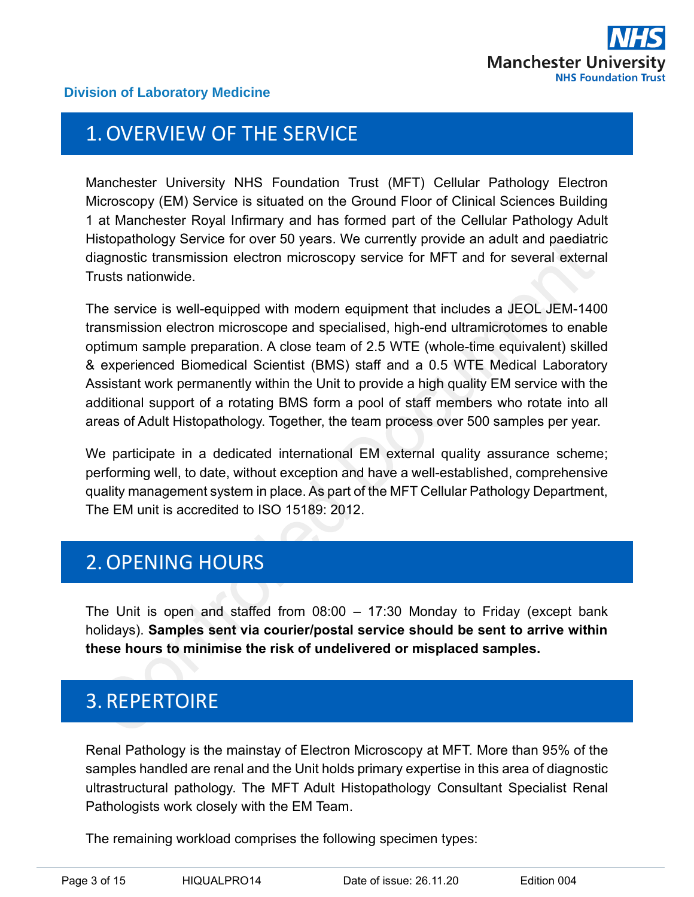## 1. OVERVIEW OF THE SERVICE

Manchester University NHS Foundation Trust (MFT) Cellular Pathology Electron Microscopy (EM) Service is situated on the Ground Floor of Clinical Sciences Building 1 at Manchester Royal Infirmary and has formed part of the Cellular Pathology Adult Histopathology Service for over 50 years. We currently provide an adult and paediatric diagnostic transmission electron microscopy service for MFT and for several external Trusts nationwide.

The service is well-equipped with modern equipment that includes a JEOL JEM-1400 transmission electron microscope and specialised, high-end ultramicrotomes to enable optimum sample preparation. A close team of 2.5 WTE (whole-time equivalent) skilled & experienced Biomedical Scientist (BMS) staff and a 0.5 WTE Medical Laboratory Assistant work permanently within the Unit to provide a high quality EM service with the additional support of a rotating BMS form a pool of staff members who rotate into all areas of Adult Histopathology. Together, the team process over 500 samples per year.

We participate in a dedicated international EM external quality assurance scheme; performing well, to date, without exception and have a well-established, comprehensive quality management system in place. As part of the MFT Cellular Pathology Department, The EM unit is accredited to ISO 15189: 2012.

## 2. OPENING HOURS

The Unit is open and staffed from 08:00 – 17:30 Monday to Friday (except bank holidays). **Samples sent via courier/postal service should be sent to arrive within these hours to minimise the risk of undelivered or misplaced samples.**

## 3. REPERTOIRE

Renal Pathology is the mainstay of Electron Microscopy at MFT. More than 95% of the samples handled are renal and the Unit holds primary expertise in this area of diagnostic ultrastructural pathology. The MFT Adult Histopathology Consultant Specialist Renal Pathologists work closely with the EM Team.

The remaining workload comprises the following specimen types: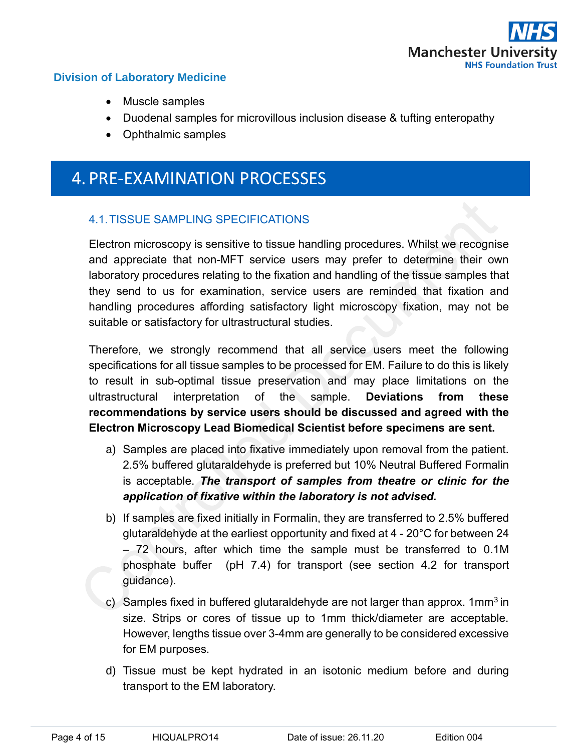- Muscle samples
- Duodenal samples for microvillous inclusion disease & tufting enteropathy
- Ophthalmic samples

# 4. PRE-EXAMINATION PROCESSES

## 4.1. TISSUE SAMPLING SPECIFICATIONS

Electron microscopy is sensitive to tissue handling procedures. Whilst we recognise and appreciate that non-MFT service users may prefer to determine their own laboratory procedures relating to the fixation and handling of the tissue samples that they send to us for examination, service users are reminded that fixation and handling procedures affording satisfactory light microscopy fixation, may not be suitable or satisfactory for ultrastructural studies.

Therefore, we strongly recommend that all service users meet the following specifications for all tissue samples to be processed for EM. Failure to do this is likely to result in sub-optimal tissue preservation and may place limitations on the ultrastructural interpretation of the sample. **Deviations from these recommendations by service users should be discussed and agreed with the Electron Microscopy Lead Biomedical Scientist before specimens are sent.**

a) Samples are placed into fixative immediately upon removal from the patient. 2.5% buffered glutaraldehyde is preferred but 10% Neutral Buffered Formalin is acceptable. ***The transport of samples from theatre or clinic for the application of fixative within the laboratory is not advised.***

b) If samples are fixed initially in Formalin, they are transferred to 2.5% buffered glutaraldehyde at the earliest opportunity and fixed at 4 - 20°C for between 24 – 72 hours, after which time the sample must be transferred to 0.1M phosphate buffer (pH 7.4) for transport (see section 4.2 for transport guidance).

c) Samples fixed in buffered glutaraldehyde are not larger than approx. $1mm^3$ in size. Strips or cores of tissue up to 1mm thick/diameter are acceptable. However, lengths tissue over 3-4mm are generally to be considered excessive for EM purposes.

d) Tissue must be kept hydrated in an isotonic medium before and during transport to the EM laboratory.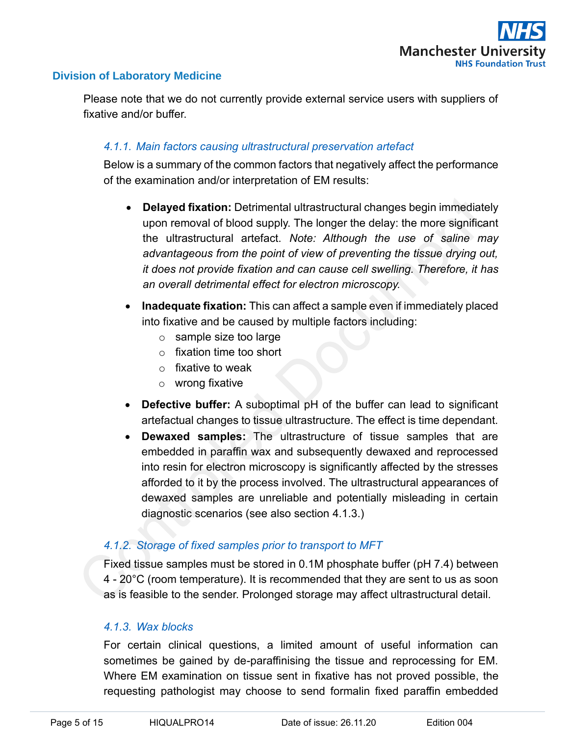Please note that we do not currently provide external service users with suppliers of fixative and/or buffer.

### 4.1.1. Main factors causing ultrastructural preservation artefact

Below is a summary of the common factors that negatively affect the performance of the examination and/or interpretation of EM results:

- **Delayed fixation:** Detrimental ultrastructural changes begin immediately upon removal of blood supply. The longer the delay: the more significant the ultrastructural artefact. *Note: Although the use of saline may advantageous from the point of view of preventing the tissue drying out, it does not provide fixation and can cause cell swelling. Therefore, it has an overall detrimental effect for electron microscopy.*
- **Inadequate fixation:** This can affect a sample even if immediately placed into fixative and be caused by multiple factors including:
  - sample size too large
  - fixation time too short
  - fixative to weak
  - wrong fixative
- **Defective buffer:** A suboptimal pH of the buffer can lead to significant artefactual changes to tissue ultrastructure. The effect is time dependant.
- **Dewaxed samples:** The ultrastructure of tissue samples that are embedded in paraffin wax and subsequently dewaxed and reprocessed into resin for electron microscopy is significantly affected by the stresses afforded to it by the process involved. The ultrastructural appearances of dewaxed samples are unreliable and potentially misleading in certain diagnostic scenarios (see also section 4.1.3.)

### 4.1.2. Storage of fixed samples prior to transport to MFT

Fixed tissue samples must be stored in 0.1M phosphate buffer (pH 7.4) between 4 - 20°C (room temperature). It is recommended that they are sent to us as soon as is feasible to the sender. Prolonged storage may affect ultrastructural detail.

### 4.1.3. Wax blocks

For certain clinical questions, a limited amount of useful information can sometimes be gained by de-paraffinising the tissue and reprocessing for EM. Where EM examination on tissue sent in fixative has not proved possible, the requesting pathologist may choose to send formalin fixed paraffin embedded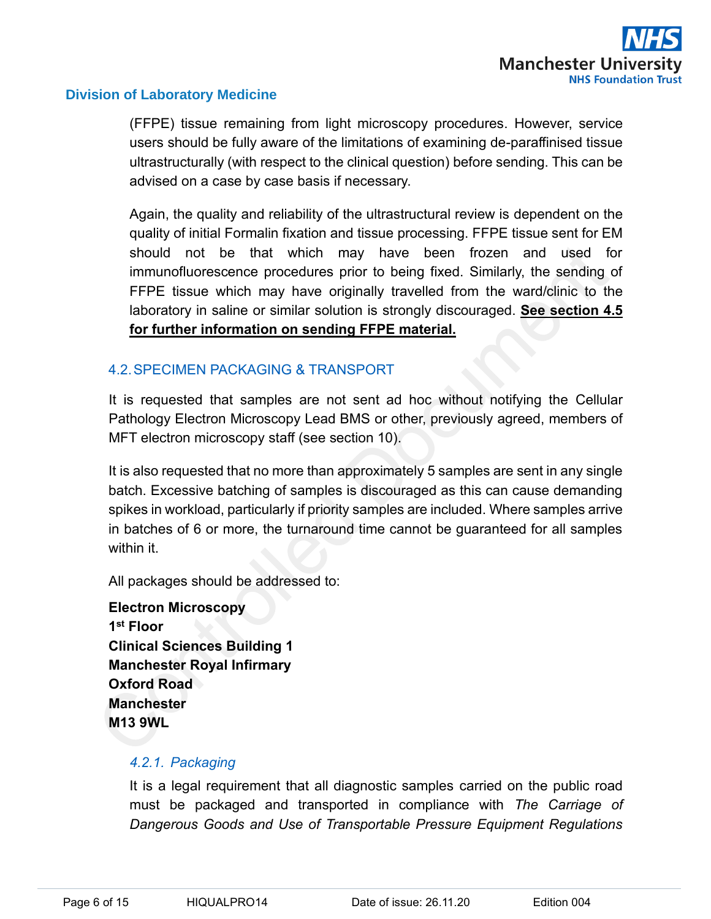(FFPE) tissue remaining from light microscopy procedures. However, service users should be fully aware of the limitations of examining de-paraffinised tissue ultrastructurally (with respect to the clinical question) before sending. This can be advised on a case by case basis if necessary.

Again, the quality and reliability of the ultrastructural review is dependent on the quality of initial Formalin fixation and tissue processing. FFPE tissue sent for EM should not be that which may have been frozen and used for immunofluorescence procedures prior to being fixed. Similarly, the sending of FFPE tissue which may have originally travelled from the ward/clinic to the laboratory in saline or similar solution is strongly discouraged. **See section 4.5 for further information on sending FFPE material.**

## 4.2. SPECIMEN PACKAGING & TRANSPORT

It is requested that samples are not sent ad hoc without notifying the Cellular Pathology Electron Microscopy Lead BMS or other, previously agreed, members of MFT electron microscopy staff (see section 10).

It is also requested that no more than approximately 5 samples are sent in any single batch. Excessive batching of samples is discouraged as this can cause demanding spikes in workload, particularly if priority samples are included. Where samples arrive in batches of 6 or more, the turnaround time cannot be guaranteed for all samples within it.

All packages should be addressed to:

**Electron Microscopy**
**1st Floor**
**Clinical Sciences Building 1**
**Manchester Royal Infirmary**
**Oxford Road**
**Manchester**
**M13 9WL**

### *4.2.1. Packaging*

It is a legal requirement that all diagnostic samples carried on the public road must be packaged and transported in compliance with *The Carriage of Dangerous Goods and Use of Transportable Pressure Equipment Regulations*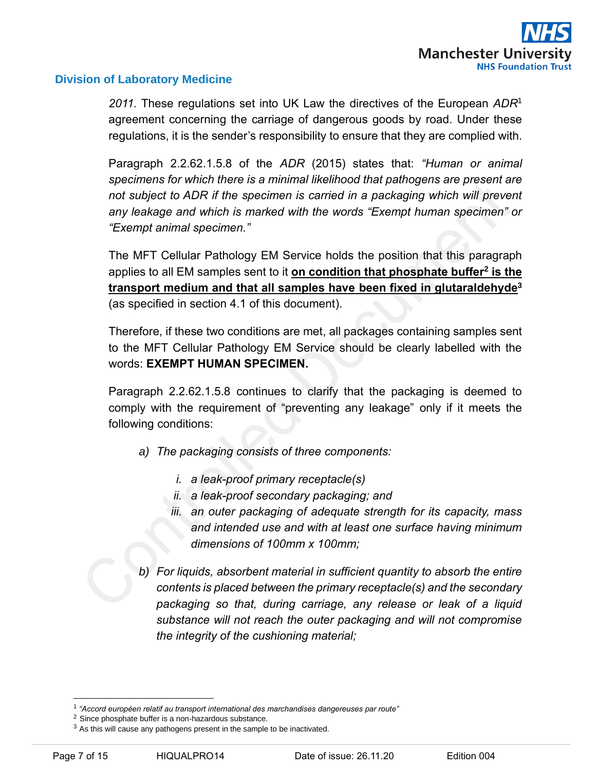*2011.* These regulations set into UK Law the directives of the European *ADR*[1] agreement concerning the carriage of dangerous goods by road. Under these regulations, it is the sender's responsibility to ensure that they are complied with.

Paragraph 2.2.62.1.5.8 of the *ADR* (2015) states that: *"Human or animal specimens for which there is a minimal likelihood that pathogens are present are not subject to ADR if the specimen is carried in a packaging which will prevent any leakage and which is marked with the words "Exempt human specimen" or "Exempt animal specimen."*

The MFT Cellular Pathology EM Service holds the position that this paragraph applies to all EM samples sent to it **<u>on condition that phosphate buffer[2] is the transport medium and that all samples have been fixed in glutaraldehyde[3]</u>** (as specified in section 4.1 of this document).

Therefore, if these two conditions are met, all packages containing samples sent to the MFT Cellular Pathology EM Service should be clearly labelled with the words: **EXEMPT HUMAN SPECIMEN.**

Paragraph 2.2.62.1.5.8 continues to clarify that the packaging is deemed to comply with the requirement of "preventing any leakage" only if it meets the following conditions:

a) *The packaging consists of three components:*

   i. *a leak-proof primary receptacle(s)*
   ii. *a leak-proof secondary packaging; and*
   iii. *an outer packaging of adequate strength for its capacity, mass and intended use and with at least one surface having minimum dimensions of 100mm x 100mm;*

b) *For liquids, absorbent material in sufficient quantity to absorb the entire contents is placed between the primary receptacle(s) and the secondary packaging so that, during carriage, any release or leak of a liquid substance will not reach the outer packaging and will not compromise the integrity of the cushioning material;*

---

[1] *"Accord européen relatif au transport international des marchandises dangereuses par route"*
[2] Since phosphate buffer is a non-hazardous substance.
[3] As this will cause any pathogens present in the sample to be inactivated.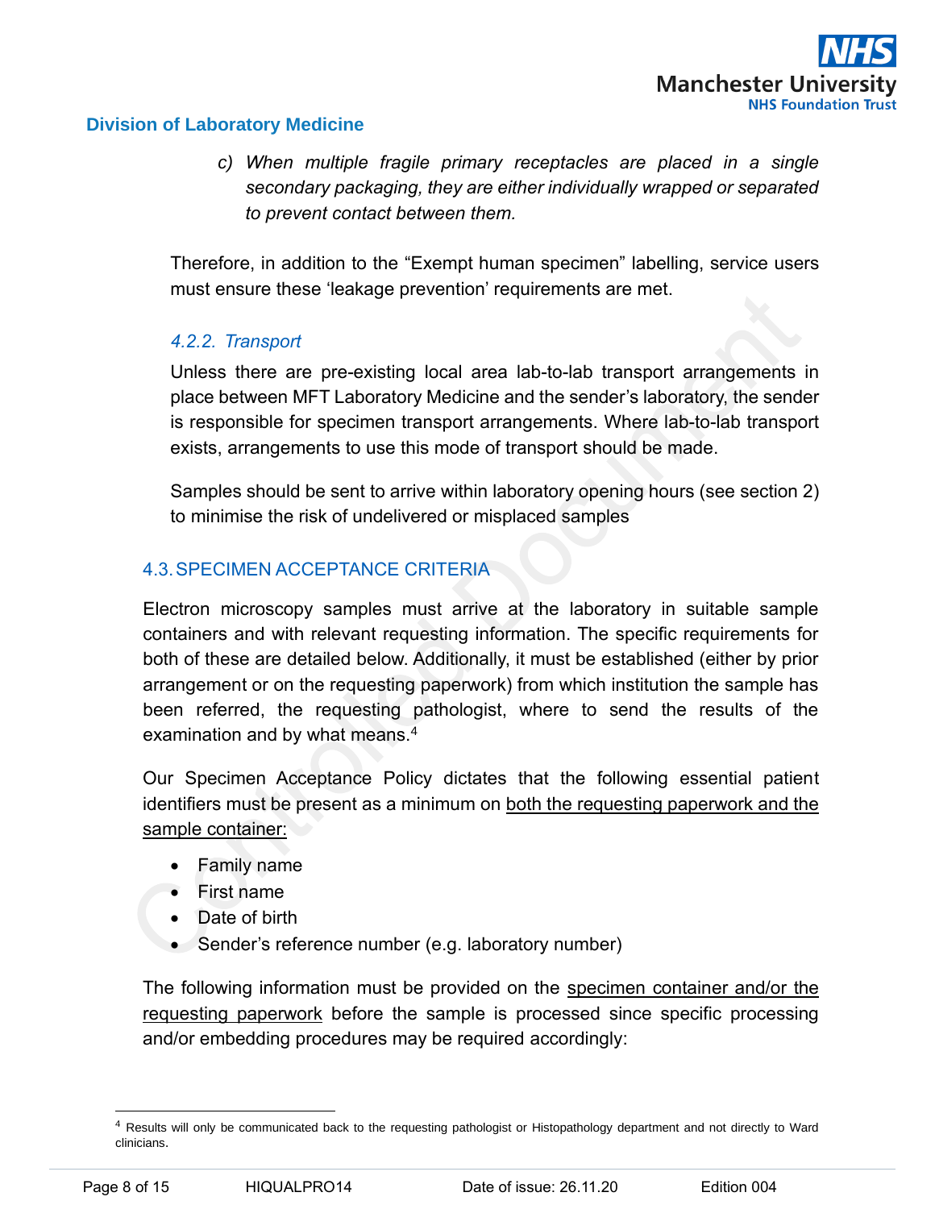c) *When multiple fragile primary receptacles are placed in a single secondary packaging, they are either individually wrapped or separated to prevent contact between them.*

Therefore, in addition to the "Exempt human specimen" labelling, service users must ensure these 'leakage prevention' requirements are met.

#### *4.2.2. Transport*

Unless there are pre-existing local area lab-to-lab transport arrangements in place between MFT Laboratory Medicine and the sender's laboratory, the sender is responsible for specimen transport arrangements. Where lab-to-lab transport exists, arrangements to use this mode of transport should be made.

Samples should be sent to arrive within laboratory opening hours (see section 2) to minimise the risk of undelivered or misplaced samples

### 4.3. SPECIMEN ACCEPTANCE CRITERIA

Electron microscopy samples must arrive at the laboratory in suitable sample containers and with relevant requesting information. The specific requirements for both of these are detailed below. Additionally, it must be established (either by prior arrangement or on the requesting paperwork) from which institution the sample has been referred, the requesting pathologist, where to send the results of the examination and by what means.[4]

Our Specimen Acceptance Policy dictates that the following essential patient identifiers must be present as a minimum on <u>both the requesting paperwork and the sample container:</u>

- Family name
- First name
- Date of birth
- Sender's reference number (e.g. laboratory number)

The following information must be provided on the <u>specimen container and/or the requesting paperwork</u> before the sample is processed since specific processing and/or embedding procedures may be required accordingly:

---

[4] Results will only be communicated back to the requesting pathologist or Histopathology department and not directly to Ward clinicians.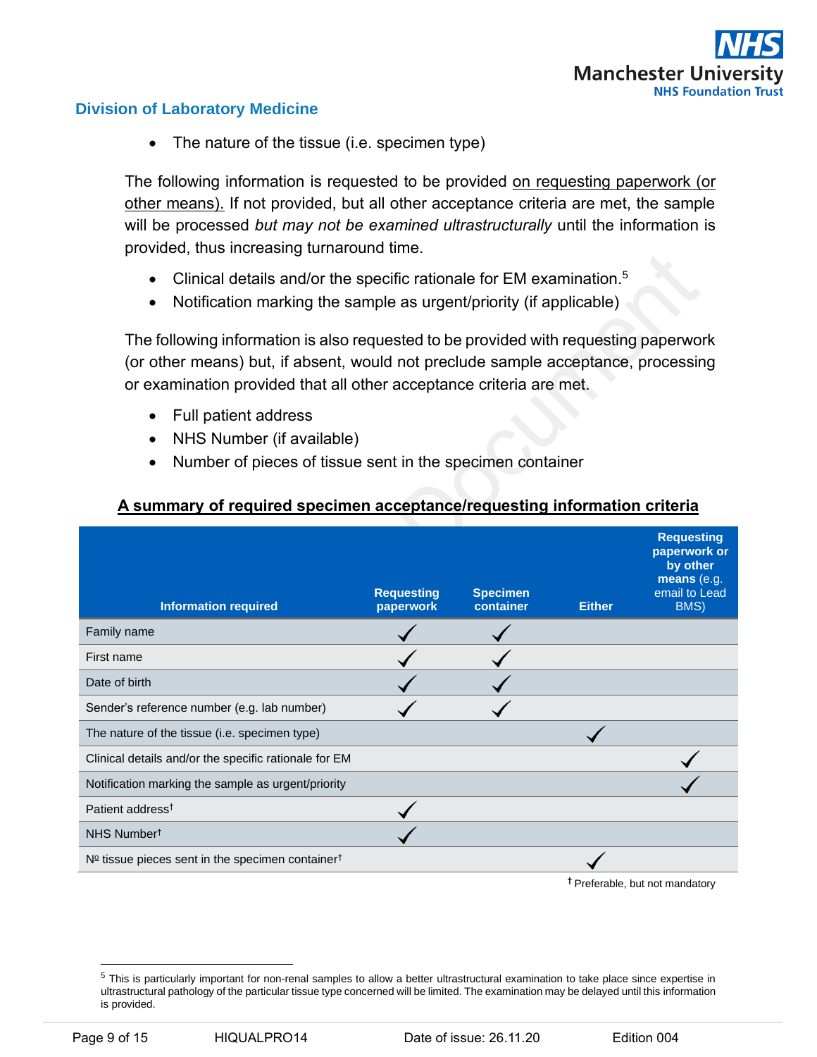- The nature of the tissue (i.e. specimen type)

The following information is requested to be provided on requesting paperwork (or other means). If not provided, but all other acceptance criteria are met, the sample will be processed *but may not be examined ultrastructurally* until the information is provided, thus increasing turnaround time.

- Clinical details and/or the specific rationale for EM examination.[5]
- Notification marking the sample as urgent/priority (if applicable)

The following information is also requested to be provided with requesting paperwork (or other means) but, if absent, would not preclude sample acceptance, processing or examination provided that all other acceptance criteria are met.

- Full patient address
- NHS Number (if available)
- Number of pieces of tissue sent in the specimen container

**A summary of required specimen acceptance/requesting information criteria**

| Information required | Requesting paperwork | Specimen container | Either | **Requesting paperwork or by other means** (e.g. email to Lead BMS) |
|---|---|---|---|---|
| Family name | ✓ | ✓ | | |
| First name | ✓ | ✓ | | |
| Date of birth | ✓ | ✓ | | |
| Sender's reference number (e.g. lab number) | ✓ | ✓ | | |
| The nature of the tissue (i.e. specimen type) | | | ✓ | |
| Clinical details and/or the specific rationale for EM | | | | ✓ |
| Notification marking the sample as urgent/priority | | | | ✓ |
| Patient address† | ✓ | | | |
| NHS Number† | ✓ | | | |
| Nº tissue pieces sent in the specimen container† | | | ✓ | |

† Preferable, but not mandatory

[5] This is particularly important for non-renal samples to allow a better ultrastructural examination to take place since expertise in ultrastructural pathology of the particular tissue type concerned will be limited. The examination may be delayed until this information is provided.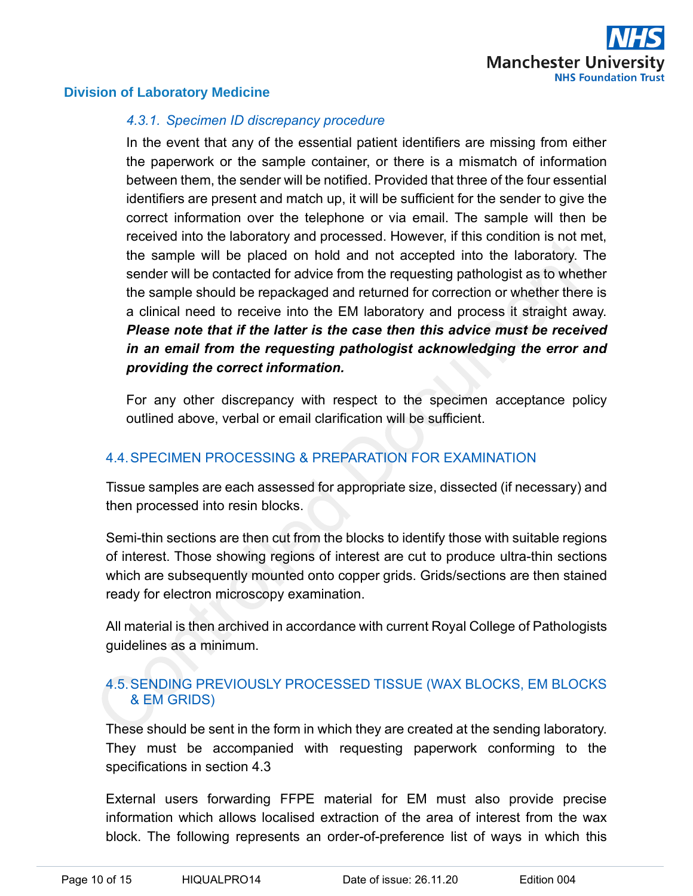#### *4.3.1. Specimen ID discrepancy procedure*

In the event that any of the essential patient identifiers are missing from either the paperwork or the sample container, or there is a mismatch of information between them, the sender will be notified. Provided that three of the four essential identifiers are present and match up, it will be sufficient for the sender to give the correct information over the telephone or via email. The sample will then be received into the laboratory and processed. However, if this condition is not met, the sample will be placed on hold and not accepted into the laboratory. The sender will be contacted for advice from the requesting pathologist as to whether the sample should be repackaged and returned for correction or whether there is a clinical need to receive into the EM laboratory and process it straight away. ***Please note that if the latter is the case then this advice must be received in an email from the requesting pathologist acknowledging the error and providing the correct information.***

For any other discrepancy with respect to the specimen acceptance policy outlined above, verbal or email clarification will be sufficient.

### 4.4. SPECIMEN PROCESSING & PREPARATION FOR EXAMINATION

Tissue samples are each assessed for appropriate size, dissected (if necessary) and then processed into resin blocks.

Semi-thin sections are then cut from the blocks to identify those with suitable regions of interest. Those showing regions of interest are cut to produce ultra-thin sections which are subsequently mounted onto copper grids. Grids/sections are then stained ready for electron microscopy examination.

All material is then archived in accordance with current Royal College of Pathologists guidelines as a minimum.

### 4.5. SENDING PREVIOUSLY PROCESSED TISSUE (WAX BLOCKS, EM BLOCKS & EM GRIDS)

These should be sent in the form in which they are created at the sending laboratory. They must be accompanied with requesting paperwork conforming to the specifications in section 4.3

External users forwarding FFPE material for EM must also provide precise information which allows localised extraction of the area of interest from the wax block. The following represents an order-of-preference list of ways in which this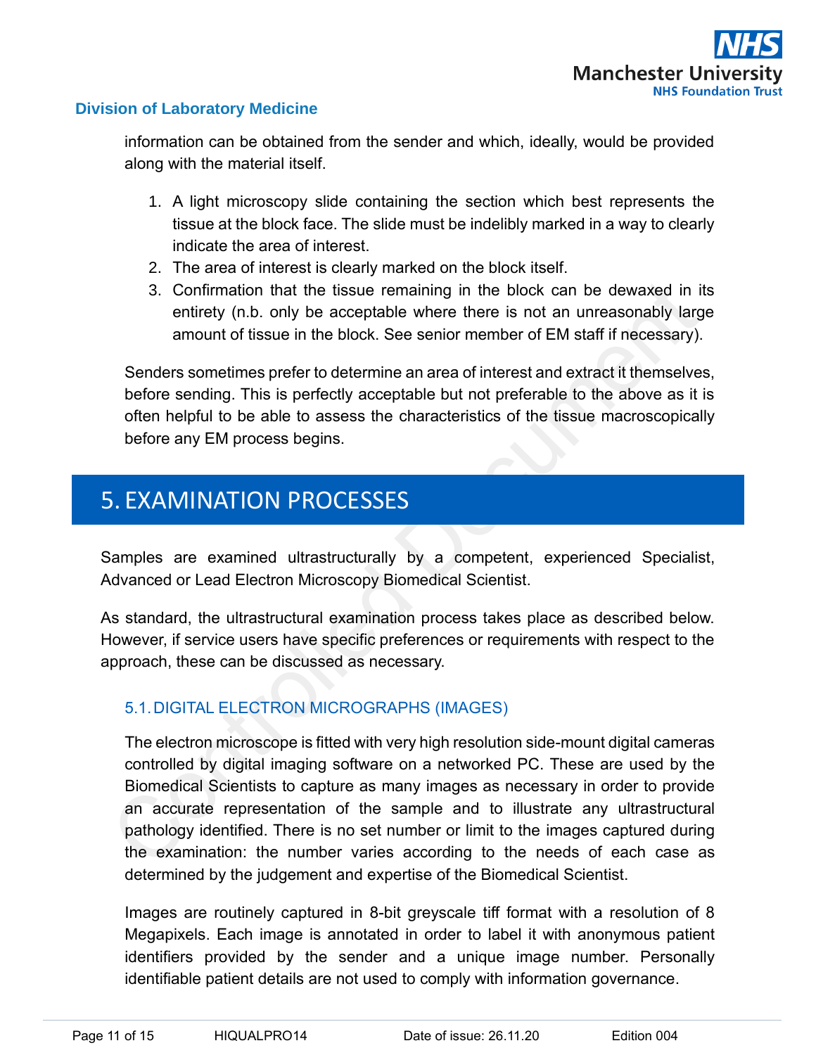information can be obtained from the sender and which, ideally, would be provided along with the material itself.

1. A light microscopy slide containing the section which best represents the tissue at the block face. The slide must be indelibly marked in a way to clearly indicate the area of interest.
2. The area of interest is clearly marked on the block itself.
3. Confirmation that the tissue remaining in the block can be dewaxed in its entirety (n.b. only be acceptable where there is not an unreasonably large amount of tissue in the block. See senior member of EM staff if necessary).

Senders sometimes prefer to determine an area of interest and extract it themselves, before sending. This is perfectly acceptable but not preferable to the above as it is often helpful to be able to assess the characteristics of the tissue macroscopically before any EM process begins.

# 5. EXAMINATION PROCESSES

Samples are examined ultrastructurally by a competent, experienced Specialist, Advanced or Lead Electron Microscopy Biomedical Scientist.

As standard, the ultrastructural examination process takes place as described below. However, if service users have specific preferences or requirements with respect to the approach, these can be discussed as necessary.

## 5.1. DIGITAL ELECTRON MICROGRAPHS (IMAGES)

The electron microscope is fitted with very high resolution side-mount digital cameras controlled by digital imaging software on a networked PC. These are used by the Biomedical Scientists to capture as many images as necessary in order to provide an accurate representation of the sample and to illustrate any ultrastructural pathology identified. There is no set number or limit to the images captured during the examination: the number varies according to the needs of each case as determined by the judgement and expertise of the Biomedical Scientist.

Images are routinely captured in 8-bit greyscale tiff format with a resolution of 8 Megapixels. Each image is annotated in order to label it with anonymous patient identifiers provided by the sender and a unique image number. Personally identifiable patient details are not used to comply with information governance.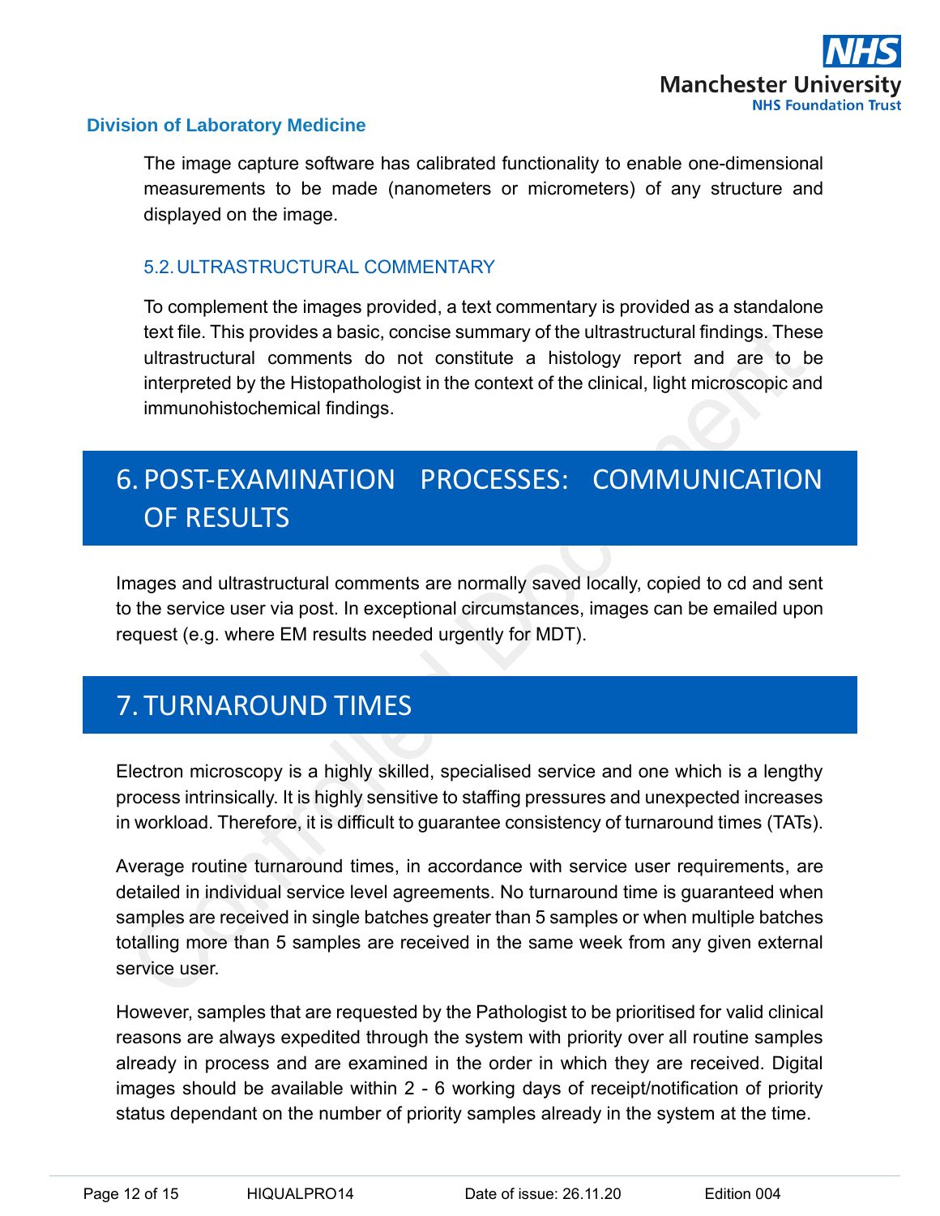The image capture software has calibrated functionality to enable one-dimensional measurements to be made (nanometers or micrometers) of any structure and displayed on the image.

### 5.2. ULTRASTRUCTURAL COMMENTARY

To complement the images provided, a text commentary is provided as a standalone text file. This provides a basic, concise summary of the ultrastructural findings. These ultrastructural comments do not constitute a histology report and are to be interpreted by the Histopathologist in the context of the clinical, light microscopic and immunohistochemical findings.

## 6. POST-EXAMINATION PROCESSES: COMMUNICATION OF RESULTS

Images and ultrastructural comments are normally saved locally, copied to cd and sent to the service user via post. In exceptional circumstances, images can be emailed upon request (e.g. where EM results needed urgently for MDT).

## 7. TURNAROUND TIMES

Electron microscopy is a highly skilled, specialised service and one which is a lengthy process intrinsically. It is highly sensitive to staffing pressures and unexpected increases in workload. Therefore, it is difficult to guarantee consistency of turnaround times (TATs).

Average routine turnaround times, in accordance with service user requirements, are detailed in individual service level agreements. No turnaround time is guaranteed when samples are received in single batches greater than 5 samples or when multiple batches totalling more than 5 samples are received in the same week from any given external service user.

However, samples that are requested by the Pathologist to be prioritised for valid clinical reasons are always expedited through the system with priority over all routine samples already in process and are examined in the order in which they are received. Digital images should be available within 2 - 6 working days of receipt/notification of priority status dependant on the number of priority samples already in the system at the time.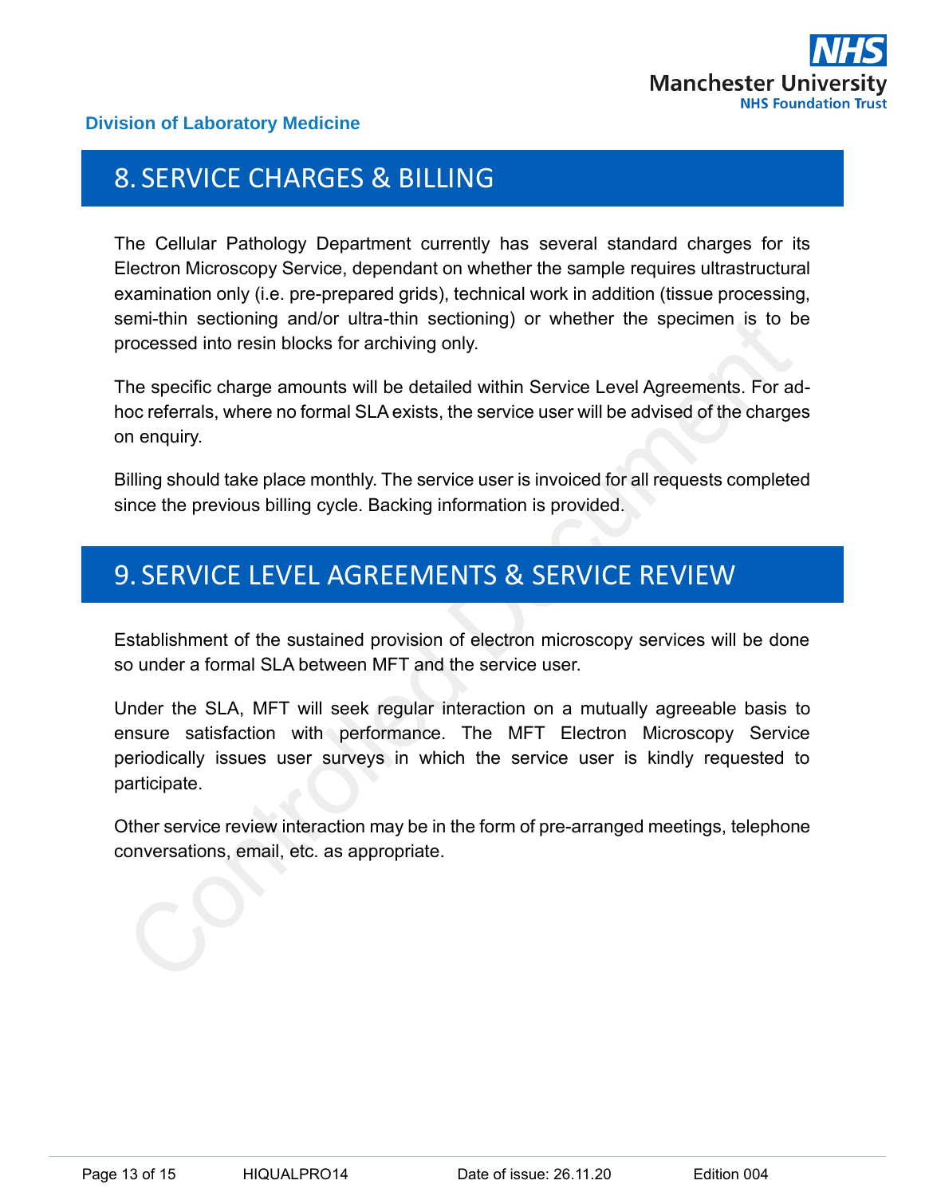## 8. SERVICE CHARGES & BILLING

The Cellular Pathology Department currently has several standard charges for its Electron Microscopy Service, dependant on whether the sample requires ultrastructural examination only (i.e. pre-prepared grids), technical work in addition (tissue processing, semi-thin sectioning and/or ultra-thin sectioning) or whether the specimen is to be processed into resin blocks for archiving only.

The specific charge amounts will be detailed within Service Level Agreements. For ad-hoc referrals, where no formal SLA exists, the service user will be advised of the charges on enquiry.

Billing should take place monthly. The service user is invoiced for all requests completed since the previous billing cycle. Backing information is provided.

## 9. SERVICE LEVEL AGREEMENTS & SERVICE REVIEW

Establishment of the sustained provision of electron microscopy services will be done so under a formal SLA between MFT and the service user.

Under the SLA, MFT will seek regular interaction on a mutually agreeable basis to ensure satisfaction with performance. The MFT Electron Microscopy Service periodically issues user surveys in which the service user is kindly requested to participate.

Other service review interaction may be in the form of pre-arranged meetings, telephone conversations, email, etc. as appropriate.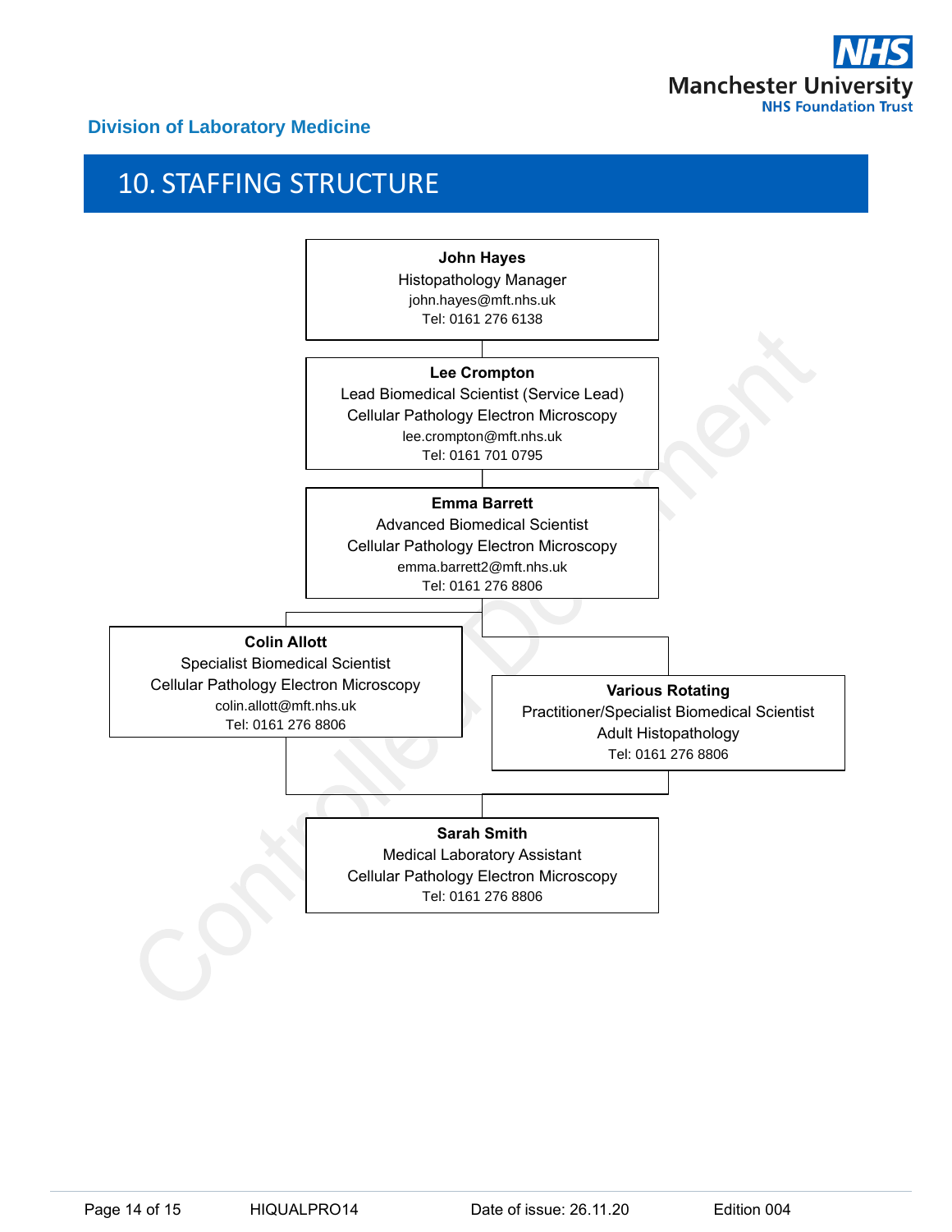# 10. STAFFING STRUCTURE

**John Hayes**
Histopathology Manager
john.hayes@mft.nhs.uk
Tel: 0161 276 6138

**Lee Crompton**
Lead Biomedical Scientist (Service Lead)
Cellular Pathology Electron Microscopy
lee.crompton@mft.nhs.uk
Tel: 0161 701 0795

**Emma Barrett**
Advanced Biomedical Scientist
Cellular Pathology Electron Microscopy
emma.barrett2@mft.nhs.uk
Tel: 0161 276 8806

**Colin Allott**
Specialist Biomedical Scientist
Cellular Pathology Electron Microscopy
colin.allott@mft.nhs.uk
Tel: 0161 276 8806

**Various Rotating**
Practitioner/Specialist Biomedical Scientist
Adult Histopathology
Tel: 0161 276 8806

**Sarah Smith**
Medical Laboratory Assistant
Cellular Pathology Electron Microscopy
Tel: 0161 276 8806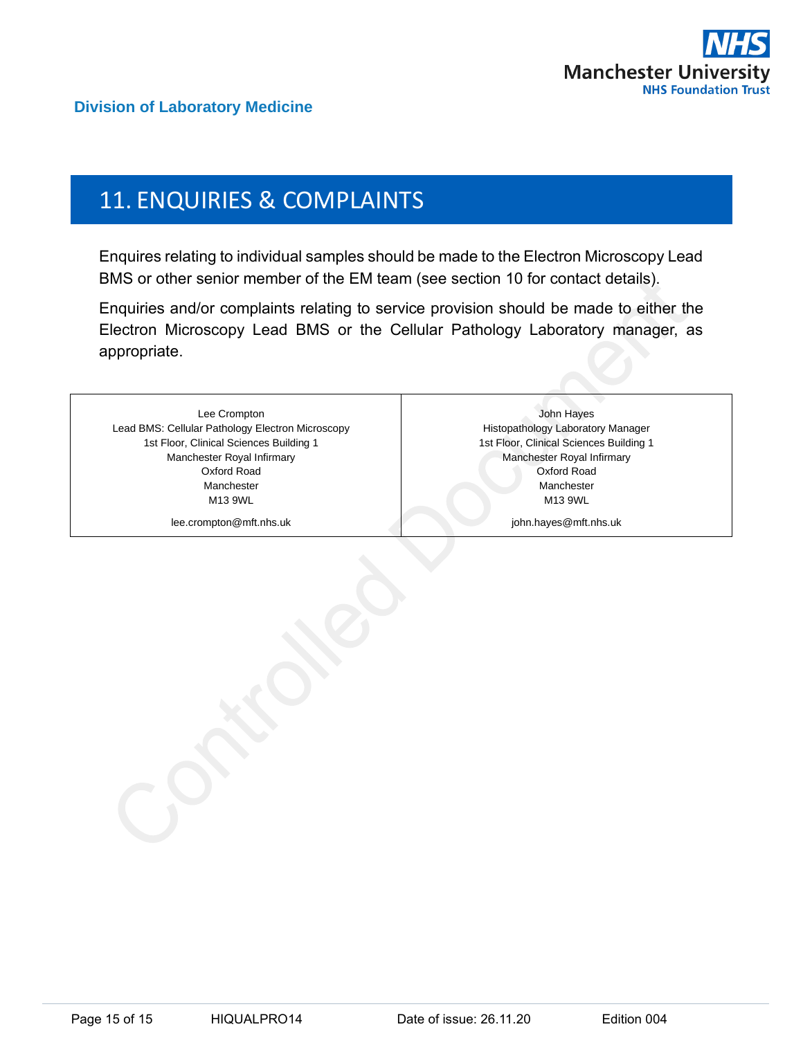# 11. ENQUIRIES & COMPLAINTS

Enquires relating to individual samples should be made to the Electron Microscopy Lead BMS or other senior member of the EM team (see section 10 for contact details).

Enquiries and/or complaints relating to service provision should be made to either the Electron Microscopy Lead BMS or the Cellular Pathology Laboratory manager, as appropriate.

| | |
|---|---|
| Lee Crompton<br>Lead BMS: Cellular Pathology Electron Microscopy<br>1st Floor, Clinical Sciences Building 1<br>Manchester Royal Infirmary<br>Oxford Road<br>Manchester<br>M13 9WL<br><br>lee.crompton@mft.nhs.uk | John Hayes<br>Histopathology Laboratory Manager<br>1st Floor, Clinical Sciences Building 1<br>Manchester Royal Infirmary<br>Oxford Road<br>Manchester<br>M13 9WL<br><br>john.hayes@mft.nhs.uk |